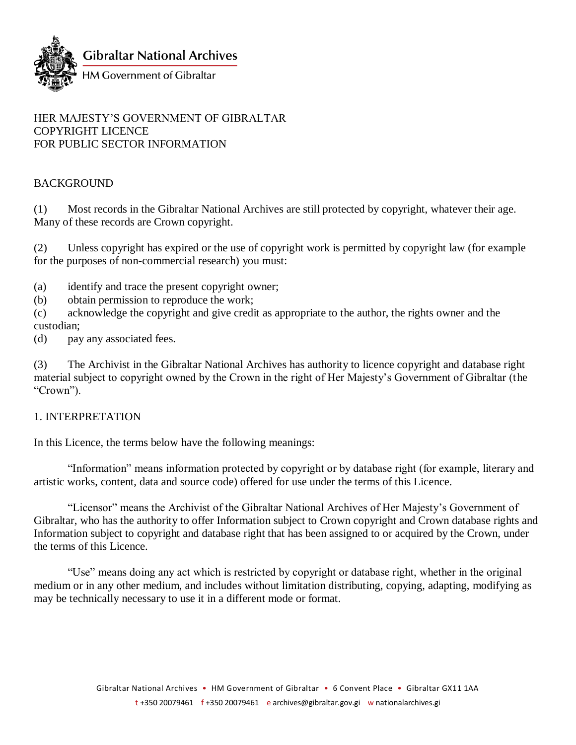**Gibraltar National Archives**
HM Government of Gibraltar

# HER MAJESTY'S GOVERNMENT OF GIBRALTAR COPYRIGHT LICENCE FOR PUBLIC SECTOR INFORMATION

## BACKGROUND

(1) Most records in the Gibraltar National Archives are still protected by copyright, whatever their age. Many of these records are Crown copyright.

(2) Unless copyright has expired or the use of copyright work is permitted by copyright law (for example for the purposes of non-commercial research) you must:

(a) identify and trace the present copyright owner;
(b) obtain permission to reproduce the work;
(c) acknowledge the copyright and give credit as appropriate to the author, the rights owner and the custodian;
(d) pay any associated fees.

(3) The Archivist in the Gibraltar National Archives has authority to licence copyright and database right material subject to copyright owned by the Crown in the right of Her Majesty's Government of Gibraltar (the "Crown").

## 1. INTERPRETATION

In this Licence, the terms below have the following meanings:

"Information" means information protected by copyright or by database right (for example, literary and artistic works, content, data and source code) offered for use under the terms of this Licence.

"Licensor" means the Archivist of the Gibraltar National Archives of Her Majesty's Government of Gibraltar, who has the authority to offer Information subject to Crown copyright and Crown database rights and Information subject to copyright and database right that has been assigned to or acquired by the Crown, under the terms of this Licence.

"Use" means doing any act which is restricted by copyright or database right, whether in the original medium or in any other medium, and includes without limitation distributing, copying, adapting, modifying as may be technically necessary to use it in a different mode or format.

Gibraltar National Archives • HM Government of Gibraltar • 6 Convent Place • Gibraltar GX11 1AA
t +350 20079461 f +350 20079461 e archives@gibraltar.gov.gi w nationalarchives.gi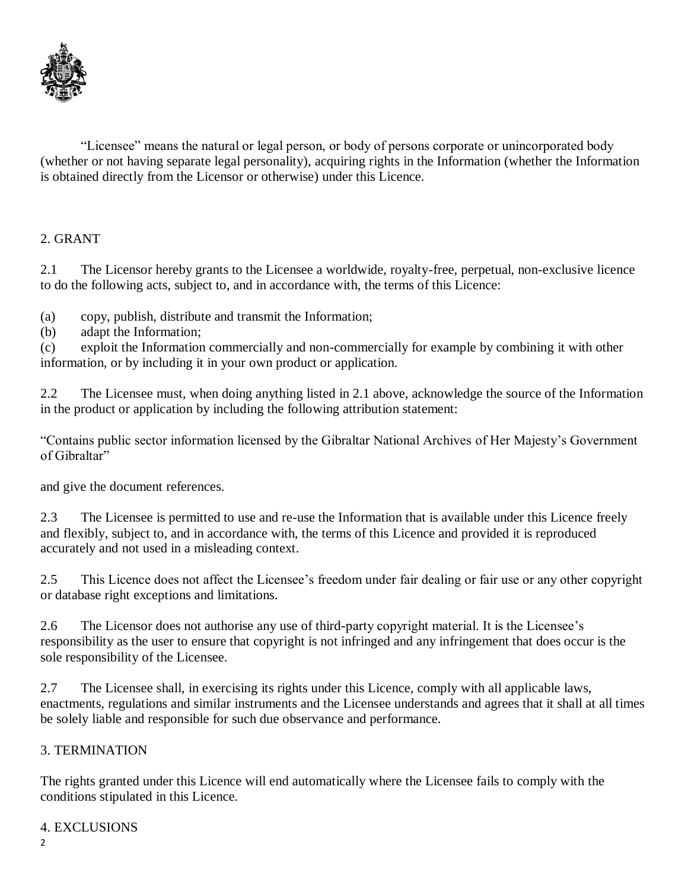"Licensee" means the natural or legal person, or body of persons corporate or unincorporated body (whether or not having separate legal personality), acquiring rights in the Information (whether the Information is obtained directly from the Licensor or otherwise) under this Licence.

## 2. GRANT

2.1 The Licensor hereby grants to the Licensee a worldwide, royalty-free, perpetual, non-exclusive licence to do the following acts, subject to, and in accordance with, the terms of this Licence:

(a) copy, publish, distribute and transmit the Information;
(b) adapt the Information;
(c) exploit the Information commercially and non-commercially for example by combining it with other information, or by including it in your own product or application.

2.2 The Licensee must, when doing anything listed in 2.1 above, acknowledge the source of the Information in the product or application by including the following attribution statement:

"Contains public sector information licensed by the Gibraltar National Archives of Her Majesty's Government of Gibraltar"

and give the document references.

2.3 The Licensee is permitted to use and re-use the Information that is available under this Licence freely and flexibly, subject to, and in accordance with, the terms of this Licence and provided it is reproduced accurately and not used in a misleading context.

2.5 This Licence does not affect the Licensee's freedom under fair dealing or fair use or any other copyright or database right exceptions and limitations.

2.6 The Licensor does not authorise any use of third-party copyright material. It is the Licensee's responsibility as the user to ensure that copyright is not infringed and any infringement that does occur is the sole responsibility of the Licensee.

2.7 The Licensee shall, in exercising its rights under this Licence, comply with all applicable laws, enactments, regulations and similar instruments and the Licensee understands and agrees that it shall at all times be solely liable and responsible for such due observance and performance.

## 3. TERMINATION

The rights granted under this Licence will end automatically where the Licensee fails to comply with the conditions stipulated in this Licence.

## 4. EXCLUSIONS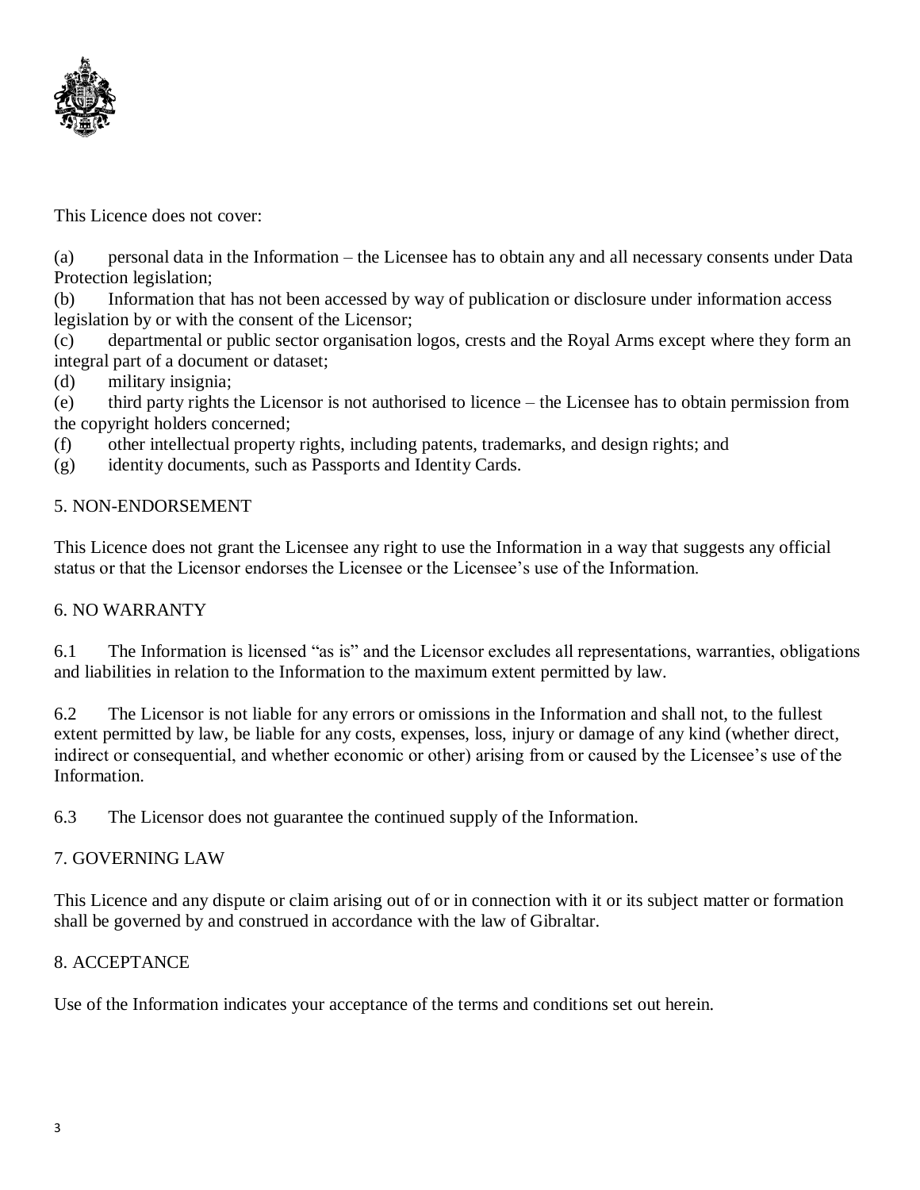This Licence does not cover:

(a) personal data in the Information – the Licensee has to obtain any and all necessary consents under Data Protection legislation;
(b) Information that has not been accessed by way of publication or disclosure under information access legislation by or with the consent of the Licensor;
(c) departmental or public sector organisation logos, crests and the Royal Arms except where they form an integral part of a document or dataset;
(d) military insignia;
(e) third party rights the Licensor is not authorised to licence – the Licensee has to obtain permission from the copyright holders concerned;
(f) other intellectual property rights, including patents, trademarks, and design rights; and
(g) identity documents, such as Passports and Identity Cards.

## 5. NON-ENDORSEMENT

This Licence does not grant the Licensee any right to use the Information in a way that suggests any official status or that the Licensor endorses the Licensee or the Licensee's use of the Information.

## 6. NO WARRANTY

6.1 The Information is licensed "as is" and the Licensor excludes all representations, warranties, obligations and liabilities in relation to the Information to the maximum extent permitted by law.

6.2 The Licensor is not liable for any errors or omissions in the Information and shall not, to the fullest extent permitted by law, be liable for any costs, expenses, loss, injury or damage of any kind (whether direct, indirect or consequential, and whether economic or other) arising from or caused by the Licensee's use of the Information.

6.3 The Licensor does not guarantee the continued supply of the Information.

## 7. GOVERNING LAW

This Licence and any dispute or claim arising out of or in connection with it or its subject matter or formation shall be governed by and construed in accordance with the law of Gibraltar.

## 8. ACCEPTANCE

Use of the Information indicates your acceptance of the terms and conditions set out herein.